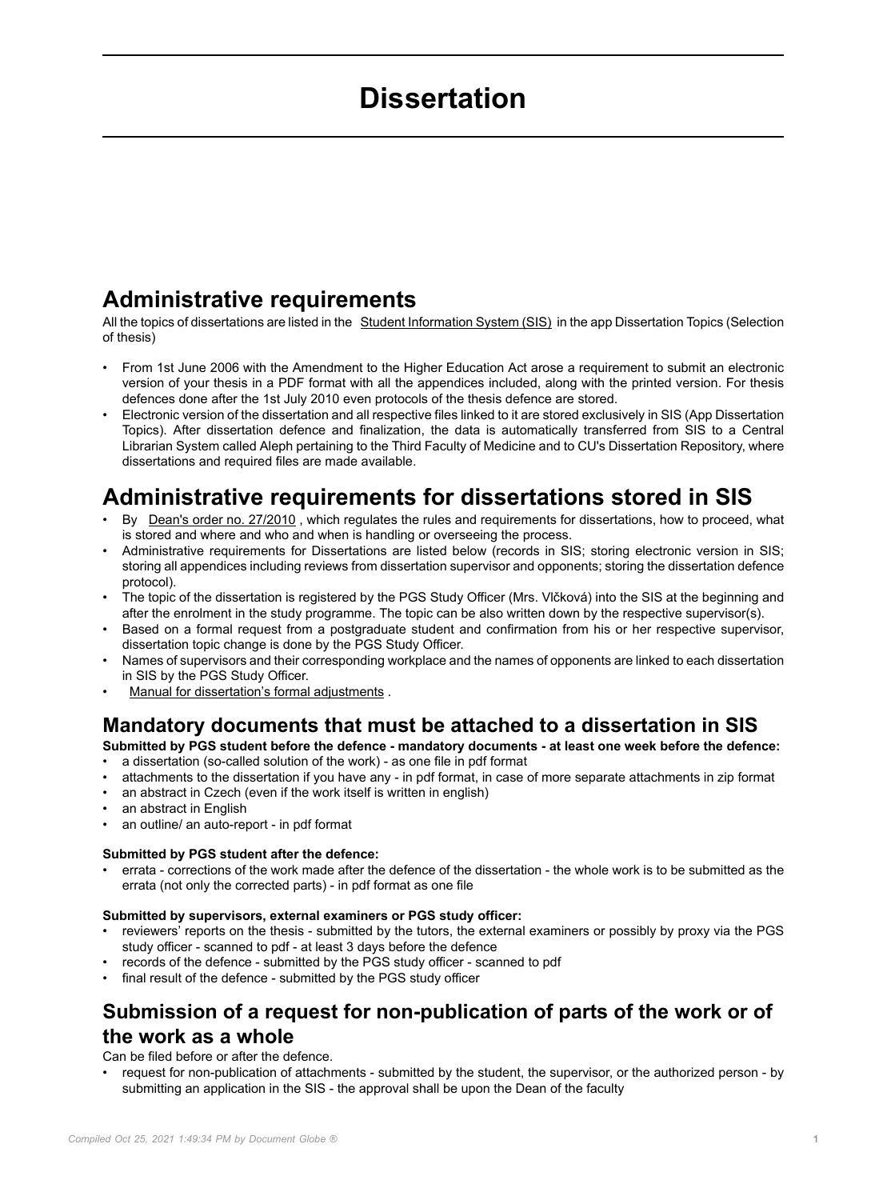# Dissertation

## Administrative requirements

All the topics of dissertations are listed in the Student Information System (SIS) in the app Dissertation Topics (Selection of thesis)

- From 1st June 2006 with the Amendment to the Higher Education Act arose a requirement to submit an electronic version of your thesis in a PDF format with all the appendices included, along with the printed version. For thesis defences done after the 1st July 2010 even protocols of the thesis defence are stored.
- Electronic version of the dissertation and all respective files linked to it are stored exclusively in SIS (App Dissertation Topics). After dissertation defence and finalization, the data is automatically transferred from SIS to a Central Librarian System called Aleph pertaining to the Third Faculty of Medicine and to CU's Dissertation Repository, where dissertations and required files are made available.

## Administrative requirements for dissertations stored in SIS

- By Dean's order no. 27/2010 , which regulates the rules and requirements for dissertations, how to proceed, what is stored and where and who and when is handling or overseeing the process.
- Administrative requirements for Dissertations are listed below (records in SIS; storing electronic version in SIS; storing all appendices including reviews from dissertation supervisor and opponents; storing the dissertation defence protocol).
- The topic of the dissertation is registered by the PGS Study Officer (Mrs. Vlčková) into the SIS at the beginning and after the enrolment in the study programme. The topic can be also written down by the respective supervisor(s).
- Based on a formal request from a postgraduate student and confirmation from his or her respective supervisor, dissertation topic change is done by the PGS Study Officer.
- Names of supervisors and their corresponding workplace and the names of opponents are linked to each dissertation in SIS by the PGS Study Officer.
- Manual for dissertation's formal adjustments .

### Mandatory documents that must be attached to a dissertation in SIS

**Submitted by PGS student before the defence - mandatory documents - at least one week before the defence:**

- a dissertation (so-called solution of the work) - as one file in pdf format
- attachments to the dissertation if you have any - in pdf format, in case of more separate attachments in zip format
- an abstract in Czech (even if the work itself is written in english)
- an abstract in English
- an outline/ an auto-report - in pdf format

**Submitted by PGS student after the defence:**

- errata - corrections of the work made after the defence of the dissertation - the whole work is to be submitted as the errata (not only the corrected parts) - in pdf format as one file

**Submitted by supervisors, external examiners or PGS study officer:**

- reviewers' reports on the thesis - submitted by the tutors, the external examiners or possibly by proxy via the PGS study officer - scanned to pdf - at least 3 days before the defence
- records of the defence - submitted by the PGS study officer - scanned to pdf
- final result of the defence - submitted by the PGS study officer

### Submission of a request for non-publication of parts of the work or of the work as a whole

Can be filed before or after the defence.

- request for non-publication of attachments - submitted by the student, the supervisor, or the authorized person - by submitting an application in the SIS - the approval shall be upon the Dean of the faculty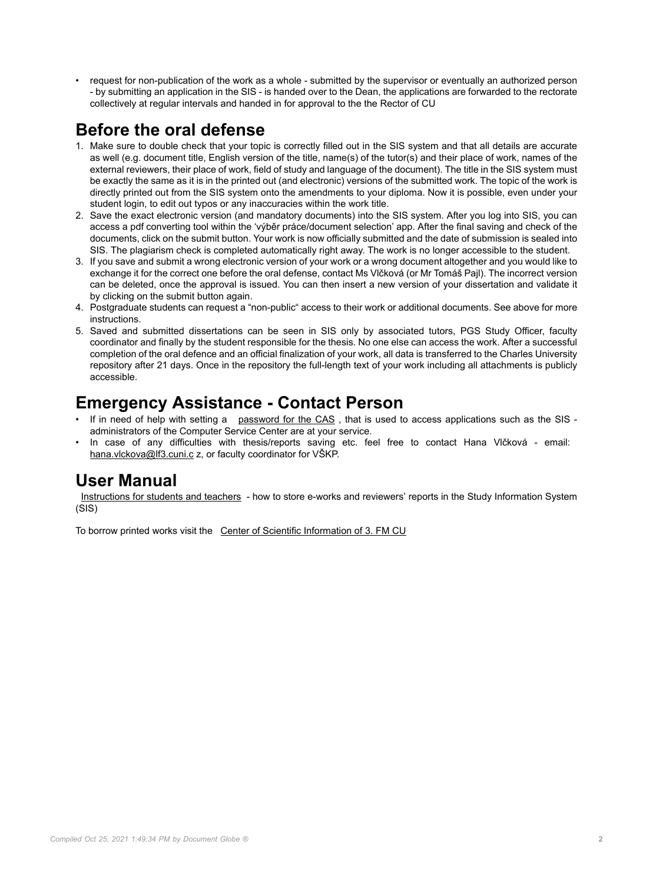- request for non-publication of the work as a whole - submitted by the supervisor or eventually an authorized person - by submitting an application in the SIS - is handed over to the Dean, the applications are forwarded to the rectorate collectively at regular intervals and handed in for approval to the the Rector of CU

## Before the oral defense

1. Make sure to double check that your topic is correctly filled out in the SIS system and that all details are accurate as well (e.g. document title, English version of the title, name(s) of the tutor(s) and their place of work, names of the external reviewers, their place of work, field of study and language of the document). The title in the SIS system must be exactly the same as it is in the printed out (and electronic) versions of the submitted work. The topic of the work is directly printed out from the SIS system onto the amendments to your diploma. Now it is possible, even under your student login, to edit out typos or any inaccuracies within the work title.
2. Save the exact electronic version (and mandatory documents) into the SIS system. After you log into SIS, you can access a pdf converting tool within the 'výběr práce/document selection' app. After the final saving and check of the documents, click on the submit button. Your work is now officially submitted and the date of submission is sealed into SIS. The plagiarism check is completed automatically right away. The work is no longer accessible to the student.
3. If you save and submit a wrong electronic version of your work or a wrong document altogether and you would like to exchange it for the correct one before the oral defense, contact Ms Vlčková (or Mr Tomáš Pajl). The incorrect version can be deleted, once the approval is issued. You can then insert a new version of your dissertation and validate it by clicking on the submit button again.
4. Postgraduate students can request a "non-public" access to their work or additional documents. See above for more instructions.
5. Saved and submitted dissertations can be seen in SIS only by associated tutors, PGS Study Officer, faculty coordinator and finally by the student responsible for the thesis. No one else can access the work. After a successful completion of the oral defence and an official finalization of your work, all data is transferred to the Charles University repository after 21 days. Once in the repository the full-length text of your work including all attachments is publicly accessible.

## Emergency Assistance - Contact Person

- If in need of help with setting a password for the CAS , that is used to access applications such as the SIS - administrators of the Computer Service Center are at your service.
- In case of any difficulties with thesis/reports saving etc. feel free to contact Hana Vlčková - email: hana.vlckova@lf3.cuni.c z, or faculty coordinator for VŠKP.

## User Manual

Instructions for students and teachers - how to store e-works and reviewers' reports in the Study Information System (SIS)

To borrow printed works visit the Center of Scientific Information of 3. FM CU